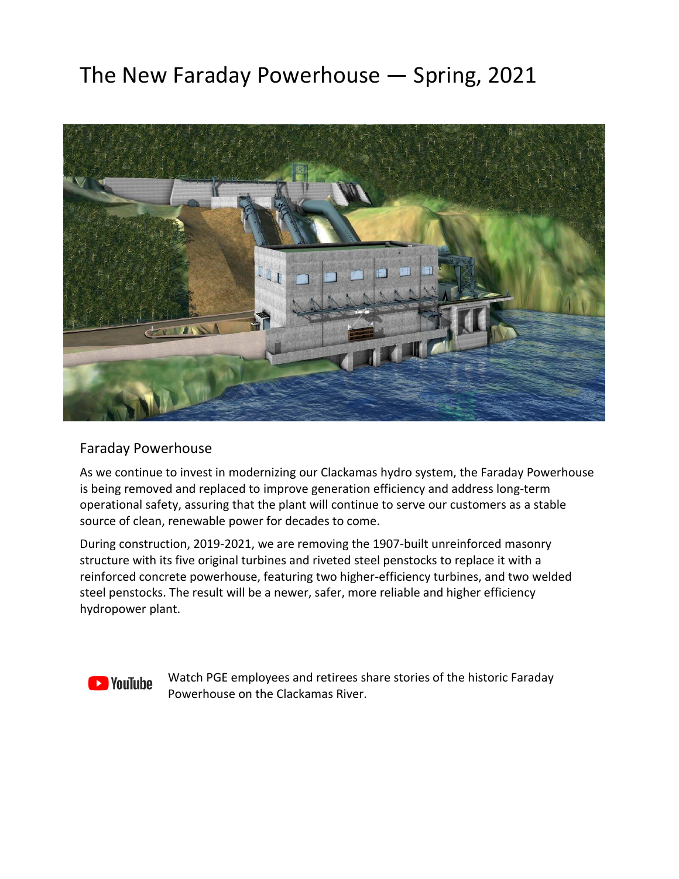# The New Faraday Powerhouse — Spring, 2021

## Faraday Powerhouse

As we continue to invest in modernizing our Clackamas hydro system, the Faraday Powerhouse is being removed and replaced to improve generation efficiency and address long-term operational safety, assuring that the plant will continue to serve our customers as a stable source of clean, renewable power for decades to come.

During construction, 2019-2021, we are removing the 1907-built unreinforced masonry structure with its five original turbines and riveted steel penstocks to replace it with a reinforced concrete powerhouse, featuring two higher-efficiency turbines, and two welded steel penstocks. The result will be a newer, safer, more reliable and higher efficiency hydropower plant.

YouTube

Watch PGE employees and retirees share stories of the historic Faraday Powerhouse on the Clackamas River.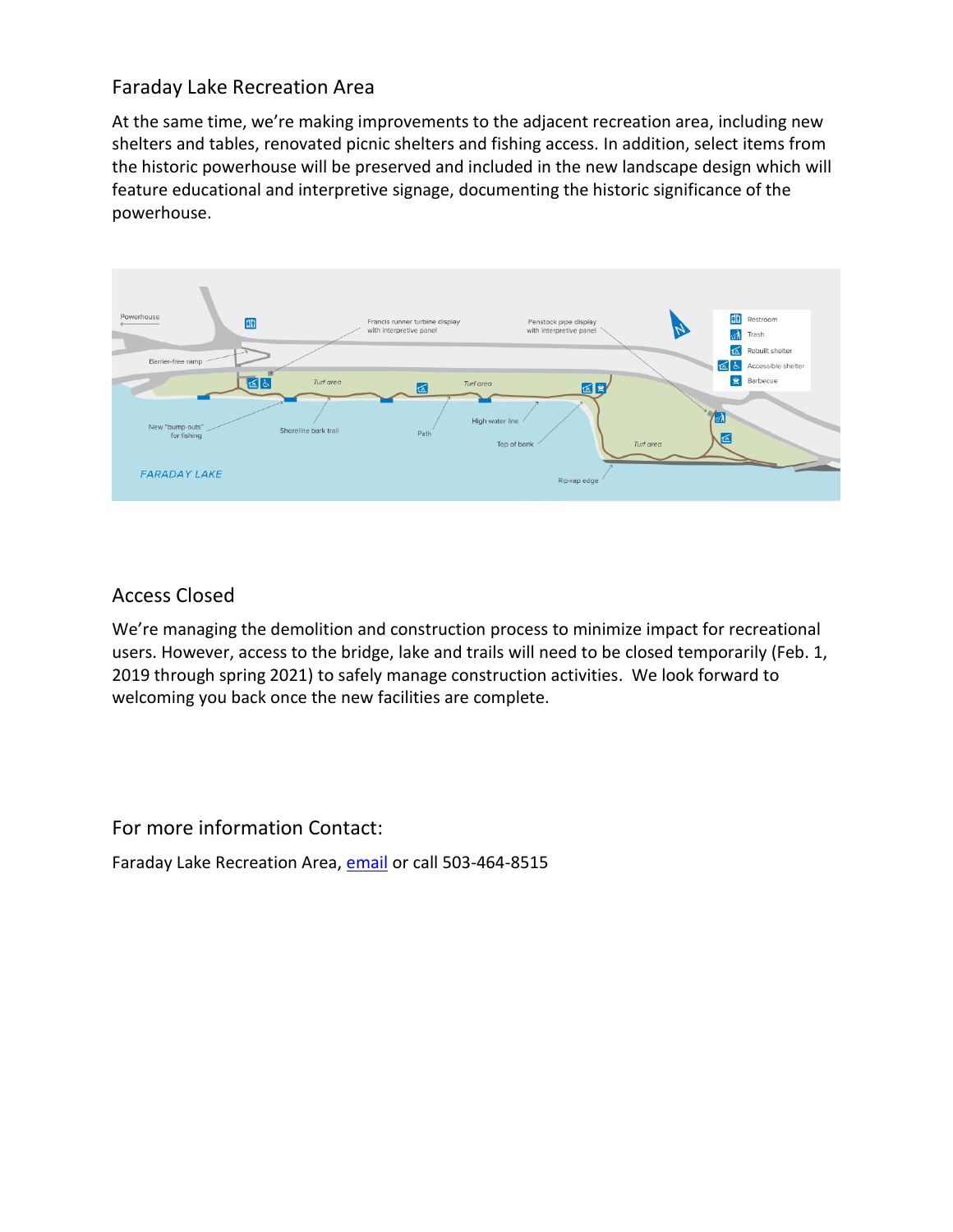## Faraday Lake Recreation Area

At the same time, we're making improvements to the adjacent recreation area, including new shelters and tables, renovated picnic shelters and fishing access. In addition, select items from the historic powerhouse will be preserved and included in the new landscape design which will feature educational and interpretive signage, documenting the historic significance of the powerhouse.

Powerhouse

Barrier-free ramp

Francis runner turbine display with interpretive panel

Penstock pipe display with interpretive panel

N

Restroom

Trash

Rebuilt shelter

Accessible shelter

Barbecue

Turf area

Turf area

Turf area

New "bump-outs" for fishing

Shoreline bark trail

Path

High water line

Top of bank

Rip-rap edge

FARADAY LAKE

## Access Closed

We're managing the demolition and construction process to minimize impact for recreational users. However, access to the bridge, lake and trails will need to be closed temporarily (Feb. 1, 2019 through spring 2021) to safely manage construction activities. We look forward to welcoming you back once the new facilities are complete.

## For more information Contact:

Faraday Lake Recreation Area, email or call 503-464-8515